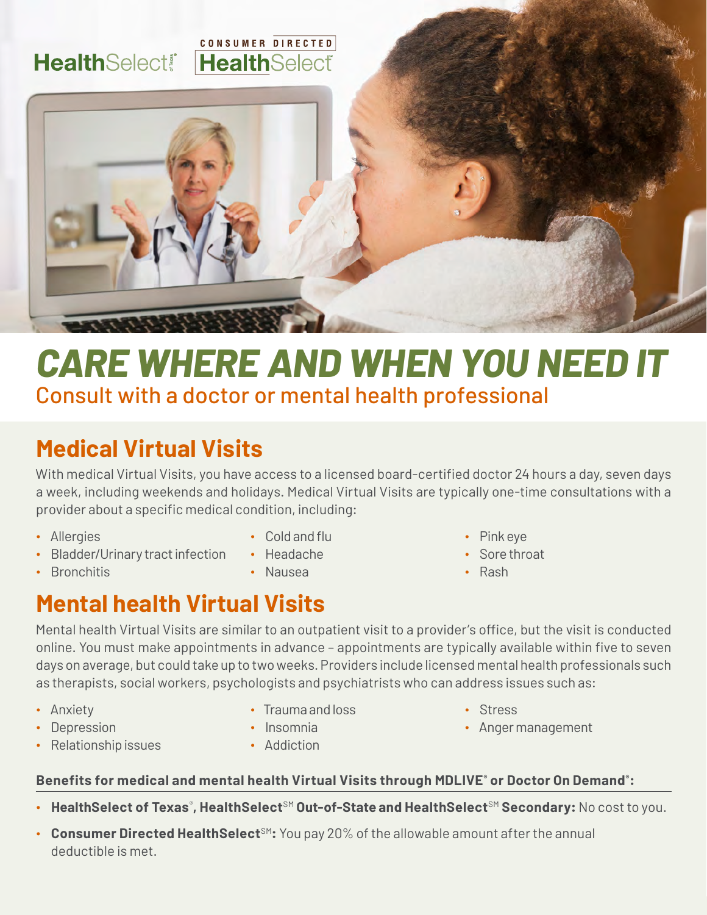HealthSelect of Texas | CONSUMER DIRECTED HealthSelect

# CARE WHERE AND WHEN YOU NEED IT

Consult with a doctor or mental health professional

## Medical Virtual Visits

With medical Virtual Visits, you have access to a licensed board-certified doctor 24 hours a day, seven days a week, including weekends and holidays. Medical Virtual Visits are typically one-time consultations with a provider about a specific medical condition, including:

- Allergies
- Bladder/Urinary tract infection
- Bronchitis
- Cold and flu
- Headache
- Nausea
- Pink eye
- Sore throat
- Rash

## Mental health Virtual Visits

Mental health Virtual Visits are similar to an outpatient visit to a provider's office, but the visit is conducted online. You must make appointments in advance – appointments are typically available within five to seven days on average, but could take up to two weeks. Providers include licensed mental health professionals such as therapists, social workers, psychologists and psychiatrists who can address issues such as:

- Anxiety
- Depression
- Relationship issues
- Trauma and loss
- Insomnia
- Addiction
- Stress
- Anger management

**Benefits for medical and mental health Virtual Visits through MDLIVE® or Doctor On Demand®:**

- **HealthSelect of Texas®, HealthSelect℠ Out-of-State and HealthSelect℠ Secondary:** No cost to you.
- **Consumer Directed HealthSelect℠:** You pay 20% of the allowable amount after the annual deductible is met.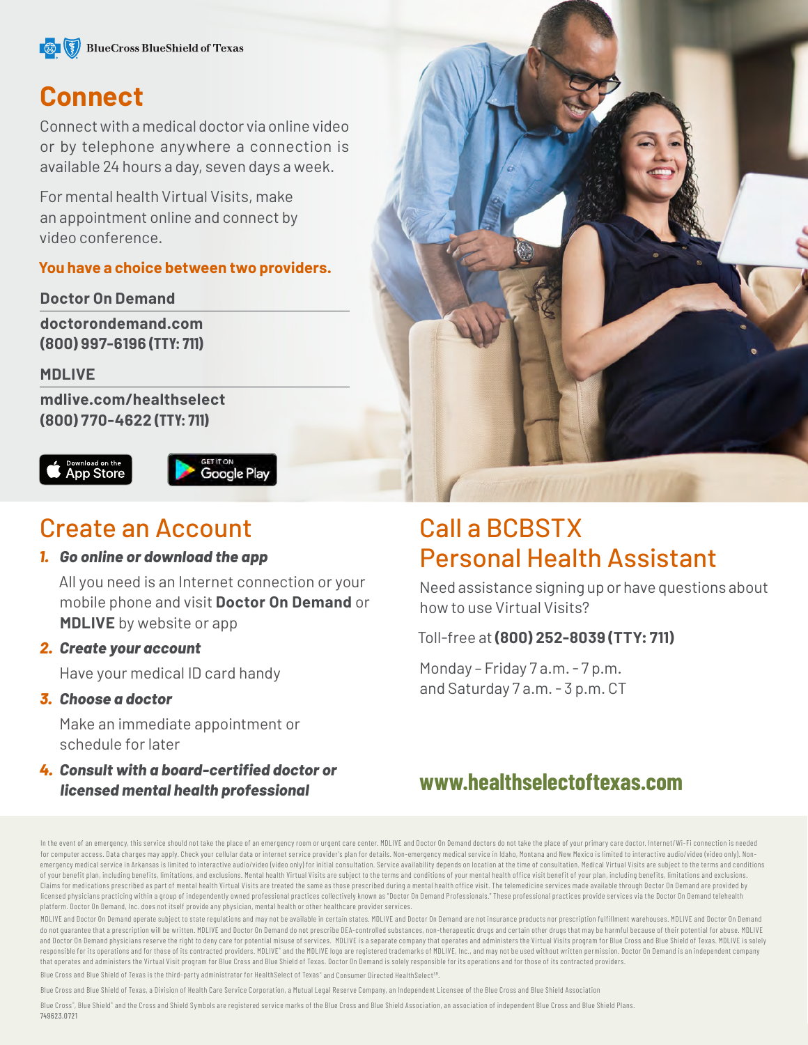BlueCross BlueShield of Texas

# Connect

Connect with a medical doctor via online video or by telephone anywhere a connection is available 24 hours a day, seven days a week.

For mental health Virtual Visits, make an appointment online and connect by video conference.

**You have a choice between two providers.**

**Doctor On Demand**

**doctorondemand.com**
**(800) 997-6196 (TTY: 711)**

**MDLIVE**

**mdlive.com/healthselect**
**(800) 770-4622 (TTY: 711)**

Download on the App Store

GET IT ON Google Play

## Create an Account

1. ***Go online or download the app***

   All you need is an Internet connection or your mobile phone and visit **Doctor On Demand** or **MDLIVE** by website or app

2. ***Create your account***

   Have your medical ID card handy

3. ***Choose a doctor***

   Make an immediate appointment or schedule for later

4. ***Consult with a board-certified doctor or licensed mental health professional***

## Call a BCBSTX Personal Health Assistant

Need assistance signing up or have questions about how to use Virtual Visits?

Toll-free at **(800) 252-8039 (TTY: 711)**

Monday – Friday 7 a.m. - 7 p.m.
and Saturday 7 a.m. - 3 p.m. CT

**www.healthselectoftexas.com**

In the event of an emergency, this service should not take the place of an emergency room or urgent care center. MDLIVE and Doctor On Demand doctors do not take the place of your primary care doctor. Internet/Wi-Fi connection is needed for computer access. Data charges may apply. Check your cellular data or internet service provider's plan for details. Non-emergency medical service in Idaho, Montana and New Mexico is limited to interactive audio/video (video only). Non-emergency medical service in Arkansas is limited to interactive audio/video (video only) for initial consultation. Service availability depends on location at the time of consultation. Medical Virtual Visits are subject to the terms and conditions of your benefit plan, including benefits, limitations, and exclusions. Mental health Virtual Visits are subject to the terms and conditions of your mental health office visit benefit of your plan, including benefits, limitations and exclusions. Claims for medications prescribed as part of mental health Virtual Visits are treated the same as those prescribed during a mental health office visit. The telemedicine services made available through Doctor On Demand are provided by licensed physicians practicing within a group of independently owned professional practices collectively known as "Doctor On Demand Professionals." These professional practices provide services via the Doctor On Demand telehealth platform. Doctor On Demand, Inc. does not itself provide any physician, mental health or other healthcare provider services.

MDLIVE and Doctor On Demand operate subject to state regulations and may not be available in certain states. MDLIVE and Doctor On Demand are not insurance products nor prescription fulfillment warehouses. MDLIVE and Doctor On Demand do not guarantee that a prescription will be written. MDLIVE and Doctor On Demand do not prescribe DEA-controlled substances, non-therapeutic drugs and certain other drugs that may be harmful because of their potential for abuse. MDLIVE and Doctor On Demand physicians reserve the right to deny care for potential misuse of services. MDLIVE is a separate company that operates and administers the Virtual Visits program for Blue Cross and Blue Shield of Texas. MDLIVE is solely responsible for its operations and for those of its contracted providers. MDLIVE® and the MDLIVE logo are registered trademarks of MDLIVE, Inc., and may not be used without written permission. Doctor On Demand is an independent company that operates and administers the Virtual Visit program for Blue Cross and Blue Shield of Texas. Doctor On Demand is solely responsible for its operations and for those of its contracted providers.

Blue Cross and Blue Shield of Texas is the third-party administrator for HealthSelect of Texas® and Consumer Directed HealthSelect℠.

Blue Cross and Blue Shield of Texas, a Division of Health Care Service Corporation, a Mutual Legal Reserve Company, an Independent Licensee of the Blue Cross and Blue Shield Association

Blue Cross®, Blue Shield® and the Cross and Shield Symbols are registered service marks of the Blue Cross and Blue Shield Association, an association of independent Blue Cross and Blue Shield Plans.
749623.0721